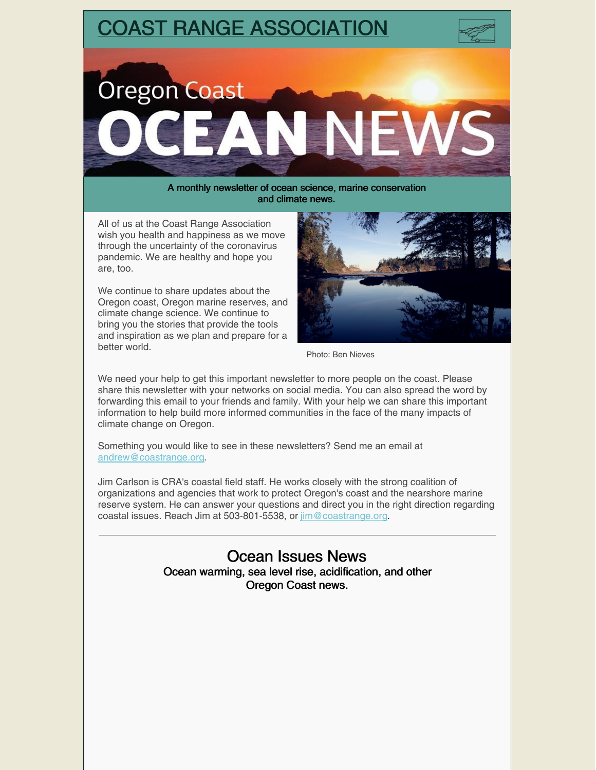# COAST RANGE ASSOCIATION

Oregon Coast OCEAN NEWS

A monthly newsletter of ocean science, marine conservation and climate news.

All of us at the Coast Range Association wish you health and happiness as we move through the uncertainty of the coronavirus pandemic. We are healthy and hope you are, too.

We continue to share updates about the Oregon coast, Oregon marine reserves, and climate change science. We continue to bring you the stories that provide the tools and inspiration as we plan and prepare for a better world.

Photo: Ben Nieves

We need your help to get this important newsletter to more people on the coast. Please share this newsletter with your networks on social media. You can also spread the word by forwarding this email to your friends and family. With your help we can share this important information to help build more informed communities in the face of the many impacts of climate change on Oregon.

Something you would like to see in these newsletters? Send me an email at andrew@coastrange.org.

Jim Carlson is CRA's coastal field staff. He works closely with the strong coalition of organizations and agencies that work to protect Oregon's coast and the nearshore marine reserve system. He can answer your questions and direct you in the right direction regarding coastal issues. Reach Jim at 503-801-5538, or jim@coastrange.org.

---

## Ocean Issues News

**Ocean warming, sea level rise, acidification, and other Oregon Coast news.**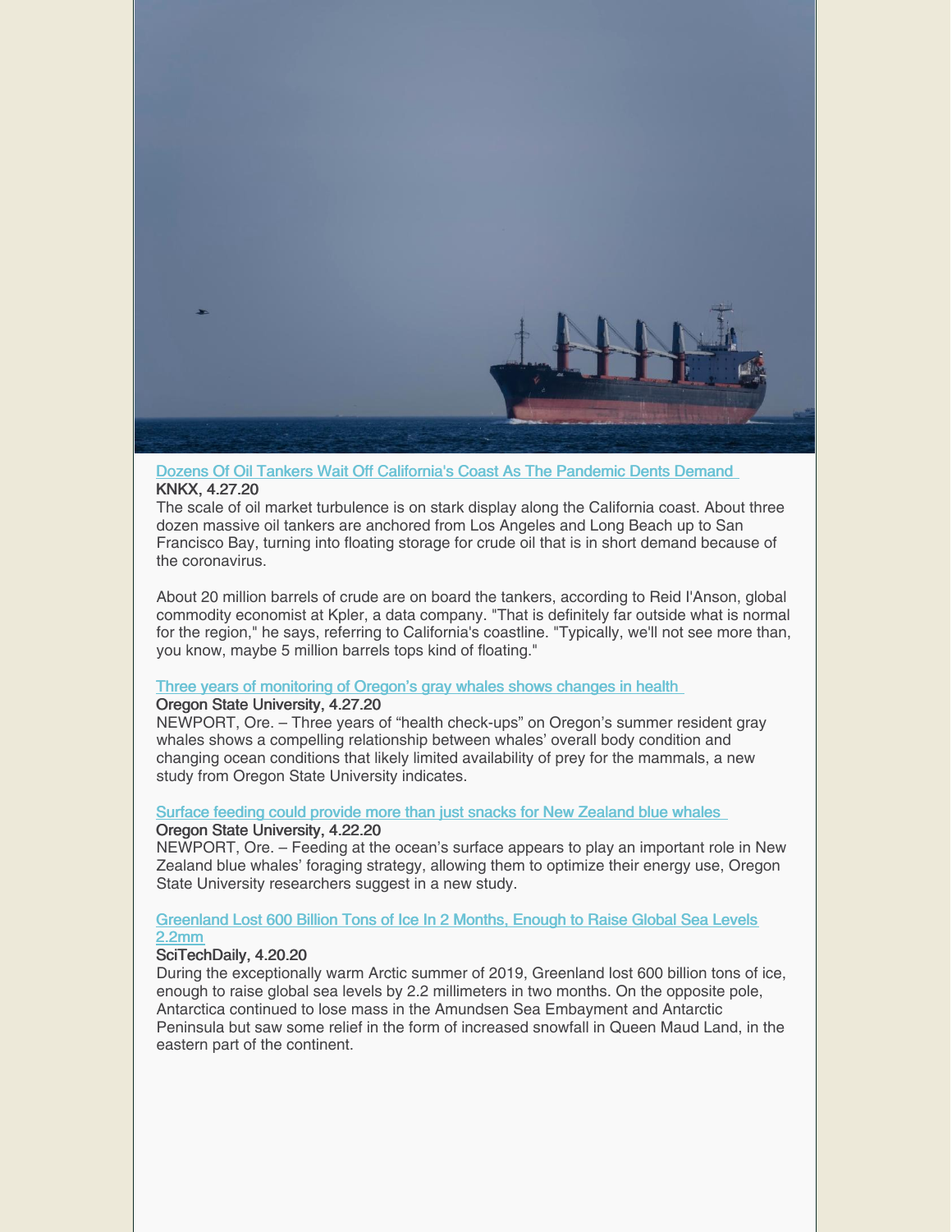[Dozens Of Oil Tankers Wait Off California's Coast As The Pandemic Dents Demand](#)

**KNKX, 4.27.20**

The scale of oil market turbulence is on stark display along the California coast. About three dozen massive oil tankers are anchored from Los Angeles and Long Beach up to San Francisco Bay, turning into floating storage for crude oil that is in short demand because of the coronavirus.

About 20 million barrels of crude are on board the tankers, according to Reid I'Anson, global commodity economist at Kpler, a data company. "That is definitely far outside what is normal for the region," he says, referring to California's coastline. "Typically, we'll not see more than, you know, maybe 5 million barrels tops kind of floating."

[Three years of monitoring of Oregon's gray whales shows changes in health](#)

**Oregon State University, 4.27.20**

NEWPORT, Ore. – Three years of "health check-ups" on Oregon's summer resident gray whales shows a compelling relationship between whales' overall body condition and changing ocean conditions that likely limited availability of prey for the mammals, a new study from Oregon State University indicates.

[Surface feeding could provide more than just snacks for New Zealand blue whales](#)

**Oregon State University, 4.22.20**

NEWPORT, Ore. – Feeding at the ocean's surface appears to play an important role in New Zealand blue whales' foraging strategy, allowing them to optimize their energy use, Oregon State University researchers suggest in a new study.

[Greenland Lost 600 Billion Tons of Ice In 2 Months, Enough to Raise Global Sea Levels 2.2mm](#)

**SciTechDaily, 4.20.20**

During the exceptionally warm Arctic summer of 2019, Greenland lost 600 billion tons of ice, enough to raise global sea levels by 2.2 millimeters in two months. On the opposite pole, Antarctica continued to lose mass in the Amundsen Sea Embayment and Antarctic Peninsula but saw some relief in the form of increased snowfall in Queen Maud Land, in the eastern part of the continent.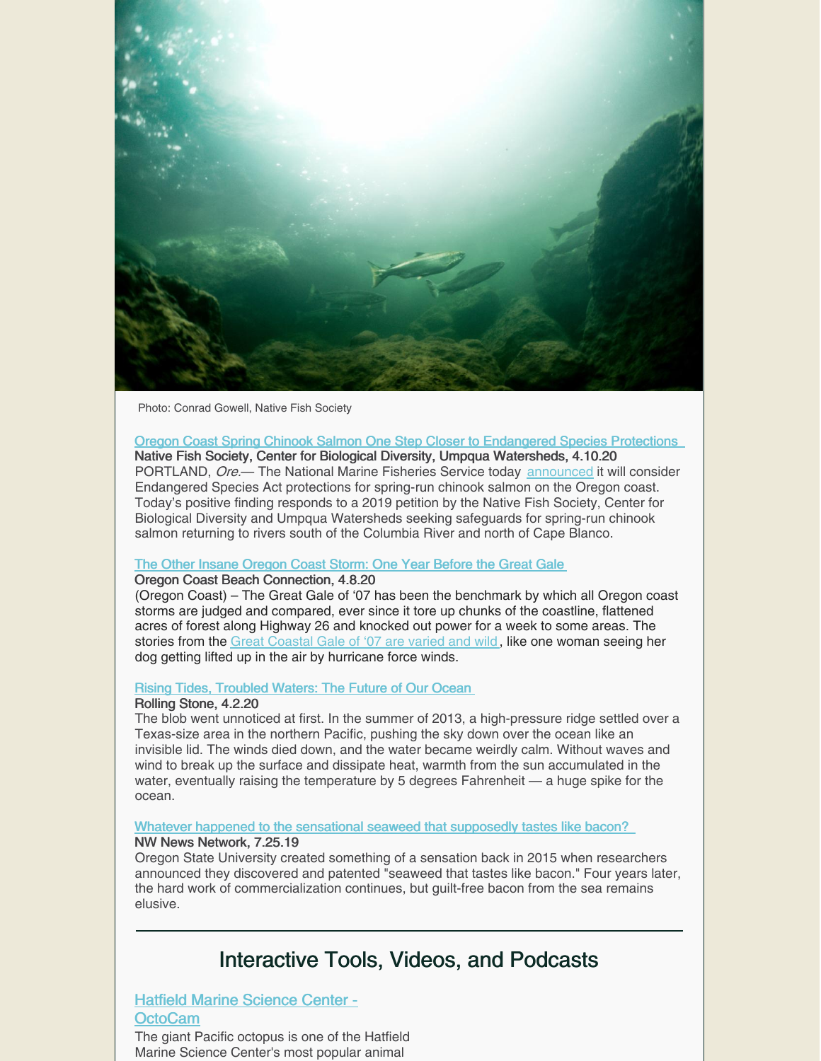Photo: Conrad Gowell, Native Fish Society

[Oregon Coast Spring Chinook Salmon One Step Closer to Endangered Species Protections](#)
**Native Fish Society, Center for Biological Diversity, Umpqua Watersheds, 4.10.20**
PORTLAND, *Ore.*— The National Marine Fisheries Service today [announced](#) it will consider Endangered Species Act protections for spring-run chinook salmon on the Oregon coast. Today's positive finding responds to a 2019 petition by the Native Fish Society, Center for Biological Diversity and Umpqua Watersheds seeking safeguards for spring-run chinook salmon returning to rivers south of the Columbia River and north of Cape Blanco.

[The Other Insane Oregon Coast Storm: One Year Before the Great Gale](#)
**Oregon Coast Beach Connection, 4.8.20**
(Oregon Coast) – The Great Gale of '07 has been the benchmark by which all Oregon coast storms are judged and compared, ever since it tore up chunks of the coastline, flattened acres of forest along Highway 26 and knocked out power for a week to some areas. The stories from the [Great Coastal Gale of '07 are varied and wild](#), like one woman seeing her dog getting lifted up in the air by hurricane force winds.

[Rising Tides, Troubled Waters: The Future of Our Ocean](#)
**Rolling Stone, 4.2.20**
The blob went unnoticed at first. In the summer of 2013, a high-pressure ridge settled over a Texas-size area in the northern Pacific, pushing the sky down over the ocean like an invisible lid. The winds died down, and the water became weirdly calm. Without waves and wind to break up the surface and dissipate heat, warmth from the sun accumulated in the water, eventually raising the temperature by 5 degrees Fahrenheit — a huge spike for the ocean.

[Whatever happened to the sensational seaweed that supposedly tastes like bacon?](#)
**NW News Network, 7.25.19**
Oregon State University created something of a sensation back in 2015 when researchers announced they discovered and patented "seaweed that tastes like bacon." Four years later, the hard work of commercialization continues, but guilt-free bacon from the sea remains elusive.

---

## Interactive Tools, Videos, and Podcasts

### [Hatfield Marine Science Center - OctoCam](#)

The giant Pacific octopus is one of the Hatfield Marine Science Center's most popular animal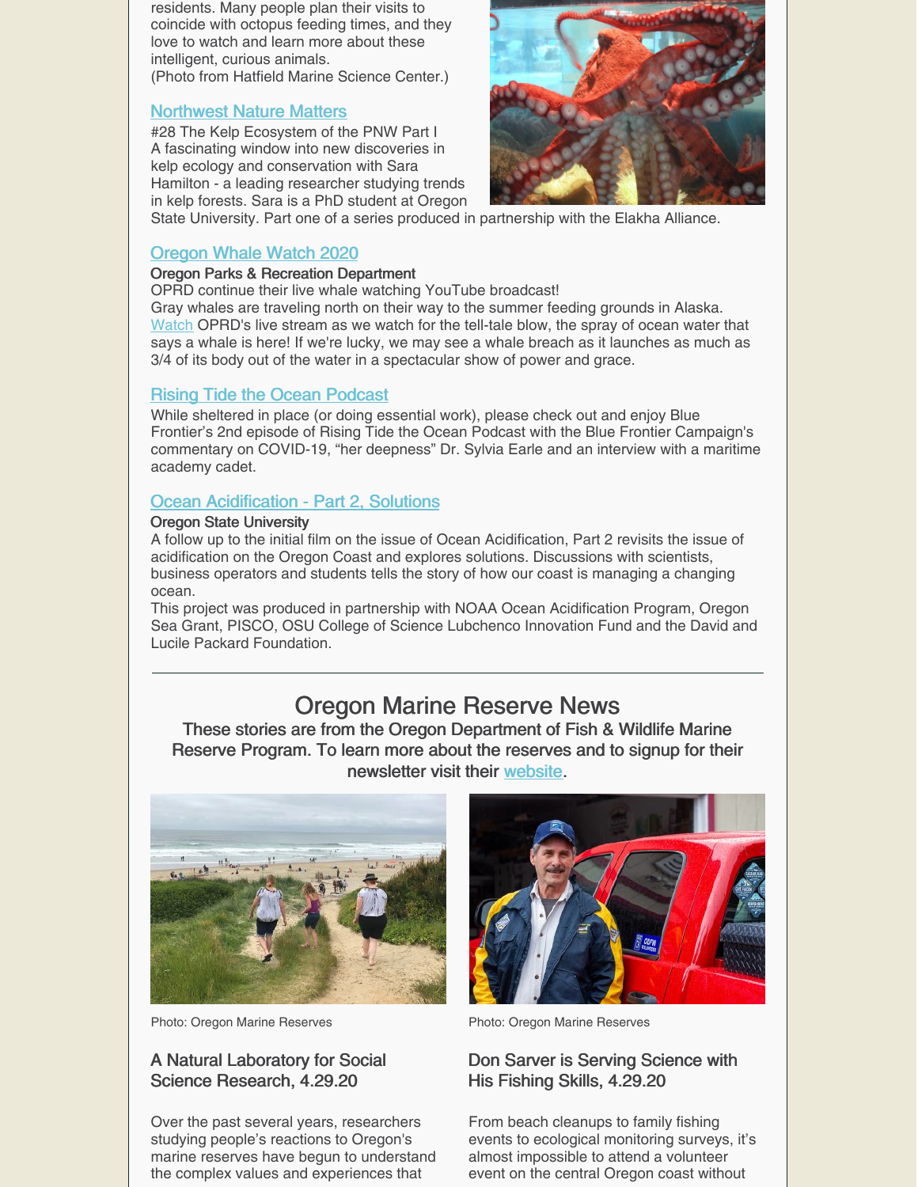residents. Many people plan their visits to coincide with octopus feeding times, and they love to watch and learn more about these intelligent, curious animals.
(Photo from Hatfield Marine Science Center.)

### Northwest Nature Matters

#28 The Kelp Ecosystem of the PNW Part I
A fascinating window into new discoveries in kelp ecology and conservation with Sara Hamilton - a leading researcher studying trends in kelp forests. Sara is a PhD student at Oregon State University. Part one of a series produced in partnership with the Elakha Alliance.

### Oregon Whale Watch 2020

**Oregon Parks & Recreation Department**
OPRD continue their live whale watching YouTube broadcast!
Gray whales are traveling north on their way to the summer feeding grounds in Alaska. Watch OPRD's live stream as we watch for the tell-tale blow, the spray of ocean water that says a whale is here! If we're lucky, we may see a whale breach as it launches as much as 3/4 of its body out of the water in a spectacular show of power and grace.

### Rising Tide the Ocean Podcast

While sheltered in place (or doing essential work), please check out and enjoy Blue Frontier's 2nd episode of Rising Tide the Ocean Podcast with the Blue Frontier Campaign's commentary on COVID-19, "her deepness" Dr. Sylvia Earle and an interview with a maritime academy cadet.

### Ocean Acidification - Part 2, Solutions

**Oregon State University**
A follow up to the initial film on the issue of Ocean Acidification, Part 2 revisits the issue of acidification on the Oregon Coast and explores solutions. Discussions with scientists, business operators and students tells the story of how our coast is managing a changing ocean.
This project was produced in partnership with NOAA Ocean Acidification Program, Oregon Sea Grant, PISCO, OSU College of Science Lubchenco Innovation Fund and the David and Lucile Packard Foundation.

---

## Oregon Marine Reserve News

**These stories are from the Oregon Department of Fish & Wildlife Marine Reserve Program. To learn more about the reserves and to signup for their newsletter visit their website.**

Photo: Oregon Marine Reserves

### A Natural Laboratory for Social Science Research, 4.29.20

Over the past several years, researchers studying people's reactions to Oregon's marine reserves have begun to understand the complex values and experiences that

Photo: Oregon Marine Reserves

### Don Sarver is Serving Science with His Fishing Skills, 4.29.20

From beach cleanups to family fishing events to ecological monitoring surveys, it's almost impossible to attend a volunteer event on the central Oregon coast without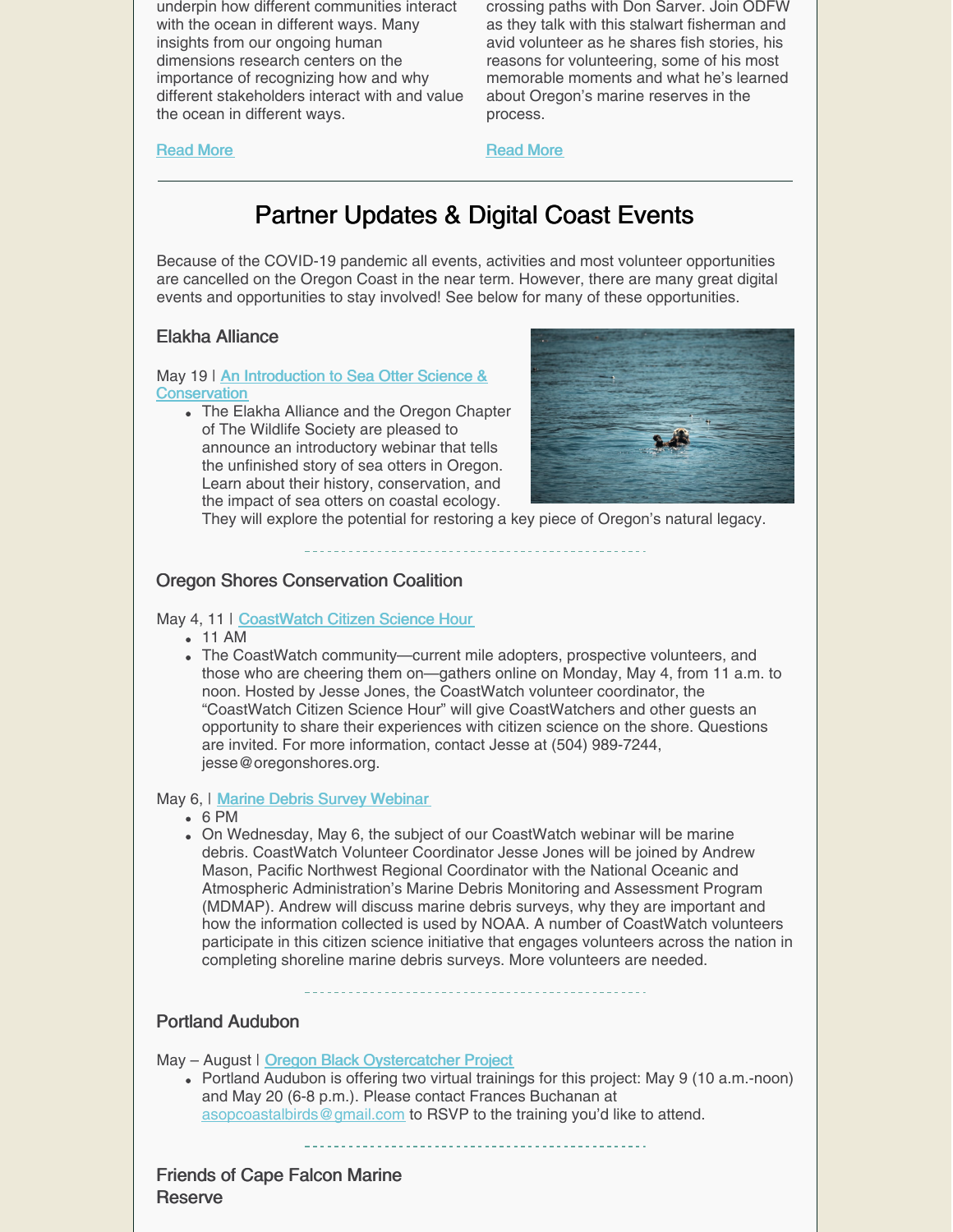underpin how different communities interact with the ocean in different ways. Many insights from our ongoing human dimensions research centers on the importance of recognizing how and why different stakeholders interact with and value the ocean in different ways.

Read More

crossing paths with Don Sarver. Join ODFW as they talk with this stalwart fisherman and avid volunteer as he shares fish stories, his reasons for volunteering, some of his most memorable moments and what he's learned about Oregon's marine reserves in the process.

Read More

---

## Partner Updates & Digital Coast Events

Because of the COVID-19 pandemic all events, activities and most volunteer opportunities are cancelled on the Oregon Coast in the near term. However, there are many great digital events and opportunities to stay involved! See below for many of these opportunities.

### Elakha Alliance

May 19 | An Introduction to Sea Otter Science & Conservation

- The Elakha Alliance and the Oregon Chapter of The Wildlife Society are pleased to announce an introductory webinar that tells the unfinished story of sea otters in Oregon. Learn about their history, conservation, and the impact of sea otters on coastal ecology. They will explore the potential for restoring a key piece of Oregon's natural legacy.

### Oregon Shores Conservation Coalition

May 4, 11 | CoastWatch Citizen Science Hour

- 11 AM
- The CoastWatch community—current mile adopters, prospective volunteers, and those who are cheering them on—gathers online on Monday, May 4, from 11 a.m. to noon. Hosted by Jesse Jones, the CoastWatch volunteer coordinator, the "CoastWatch Citizen Science Hour" will give CoastWatchers and other guests an opportunity to share their experiences with citizen science on the shore. Questions are invited. For more information, contact Jesse at (504) 989-7244, jesse@oregonshores.org.

May 6, | Marine Debris Survey Webinar

- 6 PM
- On Wednesday, May 6, the subject of our CoastWatch webinar will be marine debris. CoastWatch Volunteer Coordinator Jesse Jones will be joined by Andrew Mason, Pacific Northwest Regional Coordinator with the National Oceanic and Atmospheric Administration's Marine Debris Monitoring and Assessment Program (MDMAP). Andrew will discuss marine debris surveys, why they are important and how the information collected is used by NOAA. A number of CoastWatch volunteers participate in this citizen science initiative that engages volunteers across the nation in completing shoreline marine debris surveys. More volunteers are needed.

### Portland Audubon

May – August | Oregon Black Oystercatcher Project

- Portland Audubon is offering two virtual trainings for this project: May 9 (10 a.m.-noon) and May 20 (6-8 p.m.). Please contact Frances Buchanan at asopcoastalbirds@gmail.com to RSVP to the training you'd like to attend.

### Friends of Cape Falcon Marine Reserve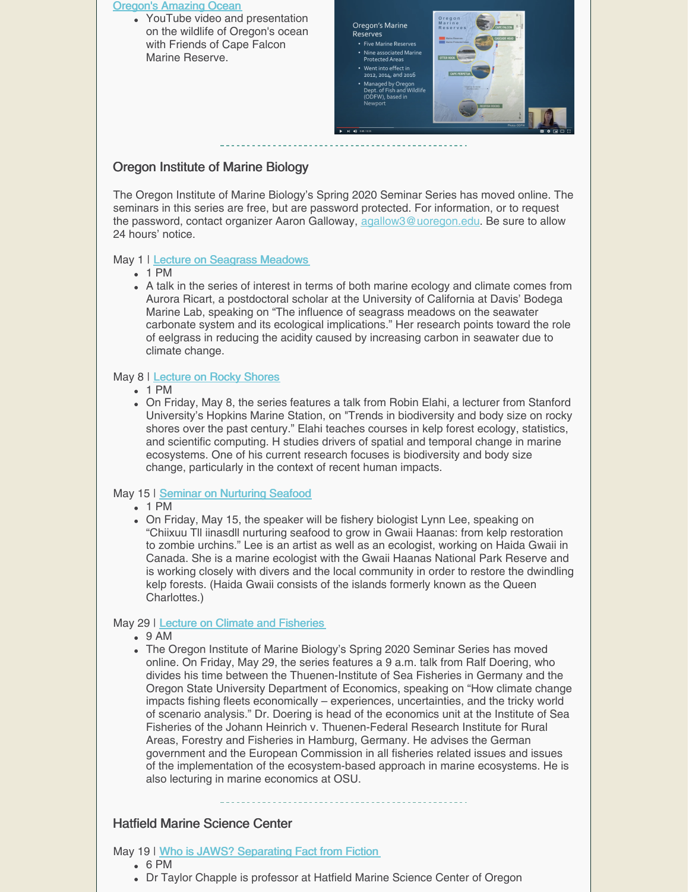[Oregon's Amazing Ocean](#)

- YouTube video and presentation on the wildlife of Oregon's ocean with Friends of Cape Falcon Marine Reserve.

## Oregon Institute of Marine Biology

The Oregon Institute of Marine Biology's Spring 2020 Seminar Series has moved online. The seminars in this series are free, but are password protected. For information, or to request the password, contact organizer Aaron Galloway, agallow3@uoregon.edu. Be sure to allow 24 hours' notice.

May 1 | [Lecture on Seagrass Meadows](#)

- 1 PM
- A talk in the series of interest in terms of both marine ecology and climate comes from Aurora Ricart, a postdoctoral scholar at the University of California at Davis' Bodega Marine Lab, speaking on "The influence of seagrass meadows on the seawater carbonate system and its ecological implications." Her research points toward the role of eelgrass in reducing the acidity caused by increasing carbon in seawater due to climate change.

May 8 | [Lecture on Rocky Shores](#)

- 1 PM
- On Friday, May 8, the series features a talk from Robin Elahi, a lecturer from Stanford University's Hopkins Marine Station, on "Trends in biodiversity and body size on rocky shores over the past century." Elahi teaches courses in kelp forest ecology, statistics, and scientific computing. H studies drivers of spatial and temporal change in marine ecosystems. One of his current research focuses is biodiversity and body size change, particularly in the context of recent human impacts.

May 15 | [Seminar on Nurturing Seafood](#)

- 1 PM
- On Friday, May 15, the speaker will be fishery biologist Lynn Lee, speaking on "Chiixuu Tll iinasdll nurturing seafood to grow in Gwaii Haanas: from kelp restoration to zombie urchins." Lee is an artist as well as an ecologist, working on Haida Gwaii in Canada. She is a marine ecologist with the Gwaii Haanas National Park Reserve and is working closely with divers and the local community in order to restore the dwindling kelp forests. (Haida Gwaii consists of the islands formerly known as the Queen Charlottes.)

May 29 | [Lecture on Climate and Fisheries](#)

- 9 AM
- The Oregon Institute of Marine Biology's Spring 2020 Seminar Series has moved online. On Friday, May 29, the series features a 9 a.m. talk from Ralf Doering, who divides his time between the Thuenen-Institute of Sea Fisheries in Germany and the Oregon State University Department of Economics, speaking on "How climate change impacts fishing fleets economically – experiences, uncertainties, and the tricky world of scenario analysis." Dr. Doering is head of the economics unit at the Institute of Sea Fisheries of the Johann Heinrich v. Thuenen-Federal Research Institute for Rural Areas, Forestry and Fisheries in Hamburg, Germany. He advises the German government and the European Commission in all fisheries related issues and issues of the implementation of the ecosystem-based approach in marine ecosystems. He is also lecturing in marine economics at OSU.

## Hatfield Marine Science Center

May 19 | [Who is JAWS? Separating Fact from Fiction](#)

- 6 PM
- Dr Taylor Chapple is professor at Hatfield Marine Science Center of Oregon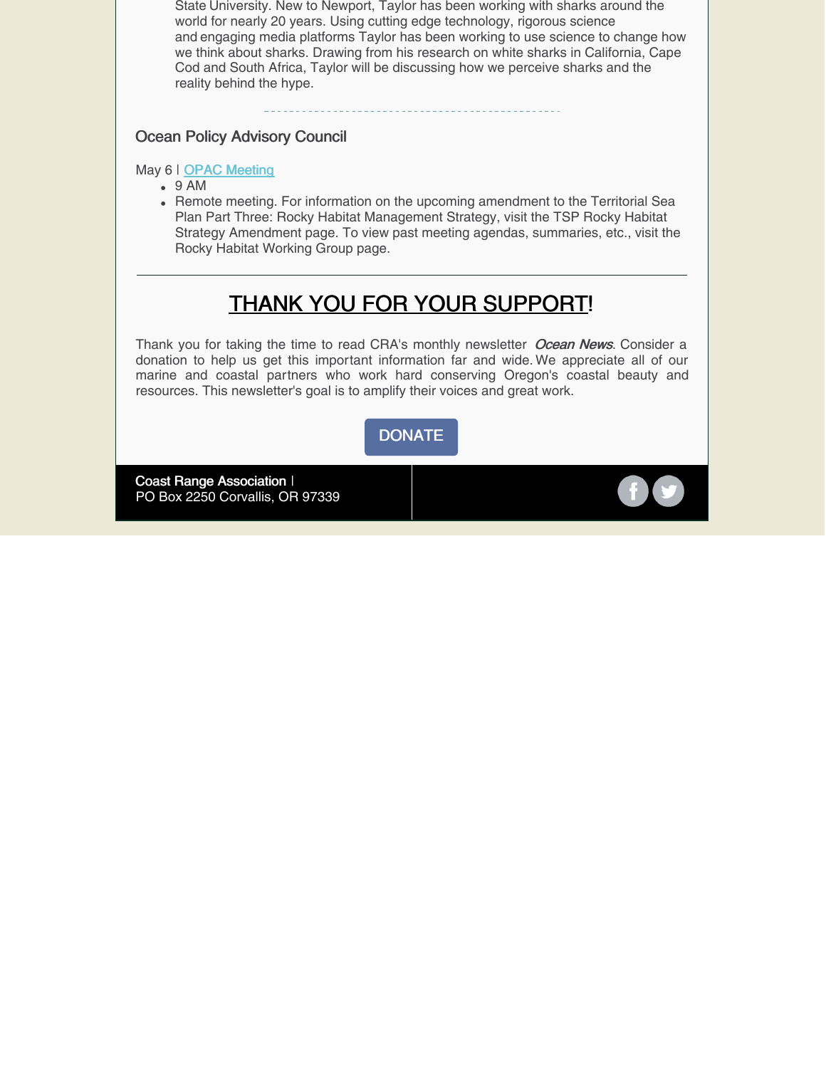State University. New to Newport, Taylor has been working with sharks around the world for nearly 20 years. Using cutting edge technology, rigorous science and engaging media platforms Taylor has been working to use science to change how we think about sharks. Drawing from his research on white sharks in California, Cape Cod and South Africa, Taylor will be discussing how we perceive sharks and the reality behind the hype.

---

### Ocean Policy Advisory Council

May 6 | OPAC Meeting

- 9 AM
- Remote meeting. For information on the upcoming amendment to the Territorial Sea Plan Part Three: Rocky Habitat Management Strategy, visit the TSP Rocky Habitat Strategy Amendment page. To view past meeting agendas, summaries, etc., visit the Rocky Habitat Working Group page.

---

## THANK YOU FOR YOUR SUPPORT!

Thank you for taking the time to read CRA's monthly newsletter ***Ocean News***. Consider a donation to help us get this important information far and wide. We appreciate all of our marine and coastal partners who work hard conserving Oregon's coastal beauty and resources. This newsletter's goal is to amplify their voices and great work.

DONATE

**Coast Range Association** |
PO Box 2250 Corvallis, OR 97339